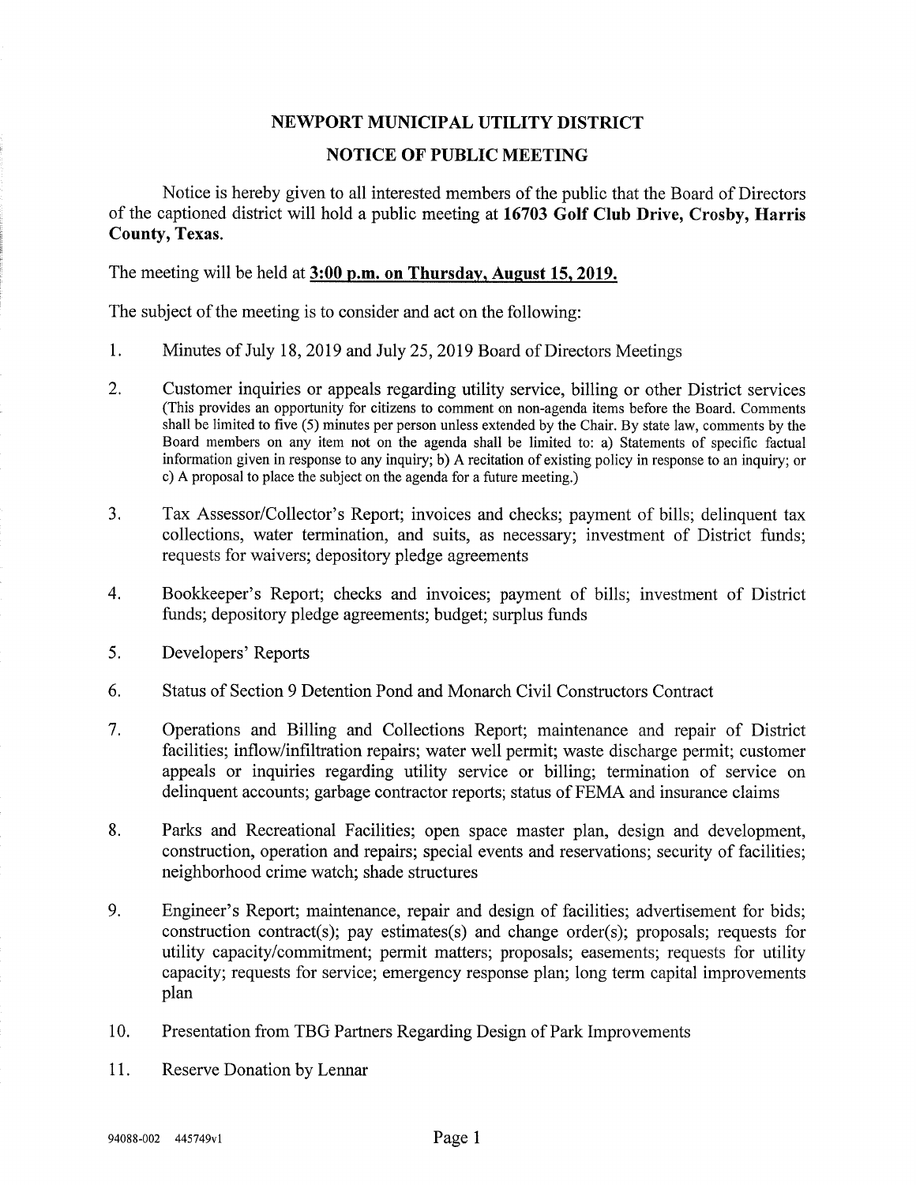# NEWPORT MUNICIPAL UTILITY DISTRICT

## NOTICE OF PUBLIC MEETING

Notice is hereby given to all interested members of the public that the Board of Directors of the captioned district will hold a public meeting at **16703 Golf Club Drive, Crosby, Harris County, Texas.**

The meeting will be held at **3:00 p.m. on Thursday, August 15, 2019.**

The subject of the meeting is to consider and act on the following:

1. Minutes of July 18, 2019 and July 25, 2019 Board of Directors Meetings

2. Customer inquiries or appeals regarding utility service, billing or other District services (This provides an opportunity for citizens to comment on non-agenda items before the Board. Comments shall be limited to five (5) minutes per person unless extended by the Chair. By state law, comments by the Board members on any item not on the agenda shall be limited to: a) Statements of specific factual information given in response to any inquiry; b) A recitation of existing policy in response to an inquiry; or c) A proposal to place the subject on the agenda for a future meeting.)

3. Tax Assessor/Collector's Report; invoices and checks; payment of bills; delinquent tax collections, water termination, and suits, as necessary; investment of District funds; requests for waivers; depository pledge agreements

4. Bookkeeper's Report; checks and invoices; payment of bills; investment of District funds; depository pledge agreements; budget; surplus funds

5. Developers' Reports

6. Status of Section 9 Detention Pond and Monarch Civil Constructors Contract

7. Operations and Billing and Collections Report; maintenance and repair of District facilities; inflow/infiltration repairs; water well permit; waste discharge permit; customer appeals or inquiries regarding utility service or billing; termination of service on delinquent accounts; garbage contractor reports; status of FEMA and insurance claims

8. Parks and Recreational Facilities; open space master plan, design and development, construction, operation and repairs; special events and reservations; security of facilities; neighborhood crime watch; shade structures

9. Engineer's Report; maintenance, repair and design of facilities; advertisement for bids; construction contract(s); pay estimates(s) and change order(s); proposals; requests for utility capacity/commitment; permit matters; proposals; easements; requests for utility capacity; requests for service; emergency response plan; long term capital improvements plan

10. Presentation from TBG Partners Regarding Design of Park Improvements

11. Reserve Donation by Lennar

94088-002 445749v1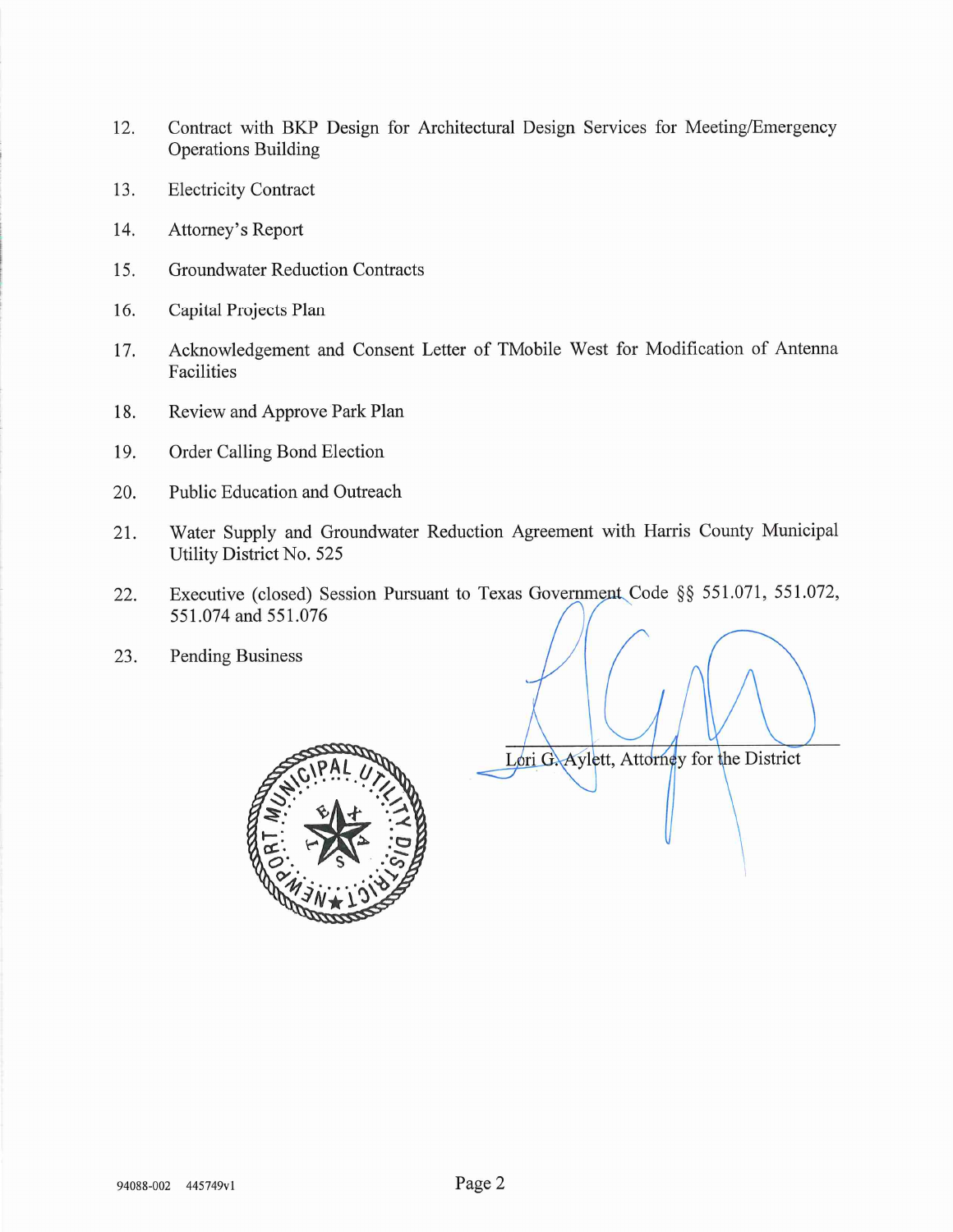12. Contract with BKP Design for Architectural Design Services for Meeting/Emergency Operations Building

13. Electricity Contract

14. Attorney's Report

15. Groundwater Reduction Contracts

16. Capital Projects Plan

17. Acknowledgement and Consent Letter of TMobile West for Modification of Antenna Facilities

18. Review and Approve Park Plan

19. Order Calling Bond Election

20. Public Education and Outreach

21. Water Supply and Groundwater Reduction Agreement with Harris County Municipal Utility District No. 525

22. Executive (closed) Session Pursuant to Texas Government Code §§ 551.071, 551.072, 551.074 and 551.076

23. Pending Business

Lori G. Aylett, Attorney for the District

NEWPORT MUNICIPAL UTILITY DISTRICT — TEXAS

94088-002 445749v1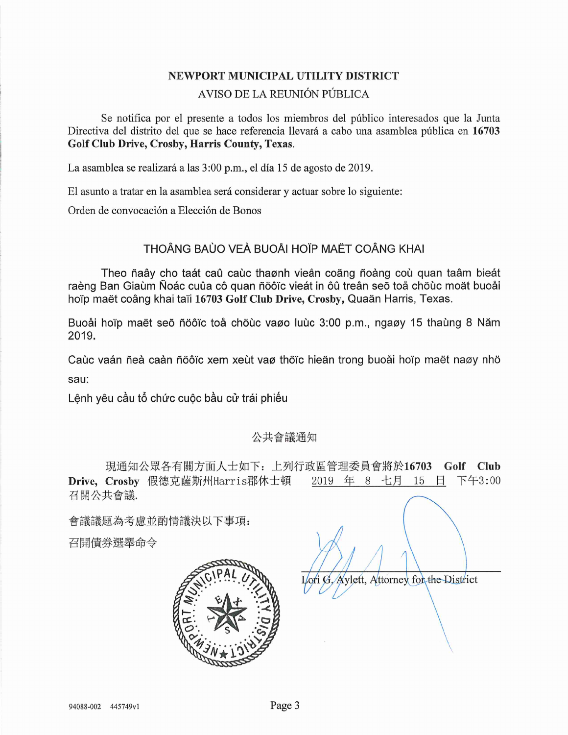**NEWPORT MUNICIPAL UTILITY DISTRICT**

AVISO DE LA REUNIÓN PÚBLICA

Se notifica por el presente a todos los miembros del público interesados que la Junta Directiva del distrito del que se hace referencia llevará a cabo una asamblea pública en **16703 Golf Club Drive, Crosby, Harris County, Texas**.

La asamblea se realizará a las 3:00 p.m., el día 15 de agosto de 2019.

El asunto a tratar en la asamblea será considerar y actuar sobre lo siguiente:

Orden de convocación a Elección de Bonos

THOÂNG BAÙO VEÀ BUOÅI HOÏP MAËT COÂNG KHAI

Theo ñaây cho taát caû caùc thaønh vieân coäng ñoàng coù quan taâm bieát raèng Ban Giaùm Ñoác cuûa cô quan ñöôïc vieát in ôû treân seõ toå chöùc moät buoåi hoïp maët coâng khai taïi **16703 Golf Club Drive, Crosby,** Quaän Harris, Texas.

Buoåi hoïp maët seõ ñöôïc toå chöùc vaøo luùc 3:00 p.m., ngaøy 15 thaùng 8 Naêm 2019.

Caùc vaán ñeà caàn ñöôïc xem xeùt vaø thöïc hieän trong buoåi hoïp maët naøy nhö sau:

Lệnh yêu cầu tổ chức cuộc bầu cử trái phiếu

公共會議通知

現通知公眾各有關方面人士如下：上列行政區管理委員會將於**16703 Golf Club Drive, Crosby** 假德克薩斯州Harris郡休士頓 2019 年 8 七月 15 日 下午3:00 召開公共會議.

會議議題為考慮並酌情議決以下事項：

召開債券選舉命令

Lori G. Aylett, Attorney for the District

94088-002 445749v1